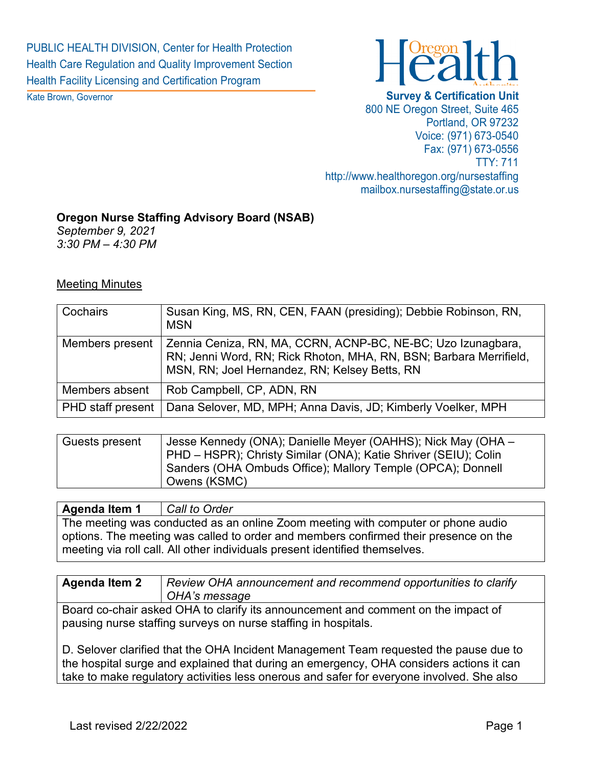PUBLIC HEALTH DIVISION, Center for Health Protection
Health Care Regulation and Quality Improvement Section
Health Facility Licensing and Certification Program

Kate Brown, Governor

Oregon Health Authority

**Survey & Certification Unit**
800 NE Oregon Street, Suite 465
Portland, OR 97232
Voice: (971) 673-0540
Fax: (971) 673-0556
TTY: 711
http://www.healthoregon.org/nursestaffing
mailbox.nursestaffing@state.or.us

**Oregon Nurse Staffing Advisory Board (NSAB)**
*September 9, 2021*
*3:30 PM – 4:30 PM*

Meeting Minutes

| | |
|---|---|
| Cochairs | Susan King, MS, RN, CEN, FAAN (presiding); Debbie Robinson, RN, MSN |
| Members present | Zennia Ceniza, RN, MA, CCRN, ACNP-BC, NE-BC; Uzo Izunagbara, RN; Jenni Word, RN; Rick Rhoton, MHA, RN, BSN; Barbara Merrifield, MSN, RN; Joel Hernandez, RN; Kelsey Betts, RN |
| Members absent | Rob Campbell, CP, ADN, RN |
| PHD staff present | Dana Selover, MD, MPH; Anna Davis, JD; Kimberly Voelker, MPH |

| | |
|---|---|
| Guests present | Jesse Kennedy (ONA); Danielle Meyer (OAHHS); Nick May (OHA – PHD – HSPR); Christy Similar (ONA); Katie Shriver (SEIU); Colin Sanders (OHA Ombuds Office); Mallory Temple (OPCA); Donnell Owens (KSMC) |

| **Agenda Item 1** | *Call to Order* |
|---|---|

The meeting was conducted as an online Zoom meeting with computer or phone audio options. The meeting was called to order and members confirmed their presence on the meeting via roll call. All other individuals present identified themselves.

| **Agenda Item 2** | *Review OHA announcement and recommend opportunities to clarify OHA's message* |
|---|---|

Board co-chair asked OHA to clarify its announcement and comment on the impact of pausing nurse staffing surveys on nurse staffing in hospitals.

D. Selover clarified that the OHA Incident Management Team requested the pause due to the hospital surge and explained that during an emergency, OHA considers actions it can take to make regulatory activities less onerous and safer for everyone involved. She also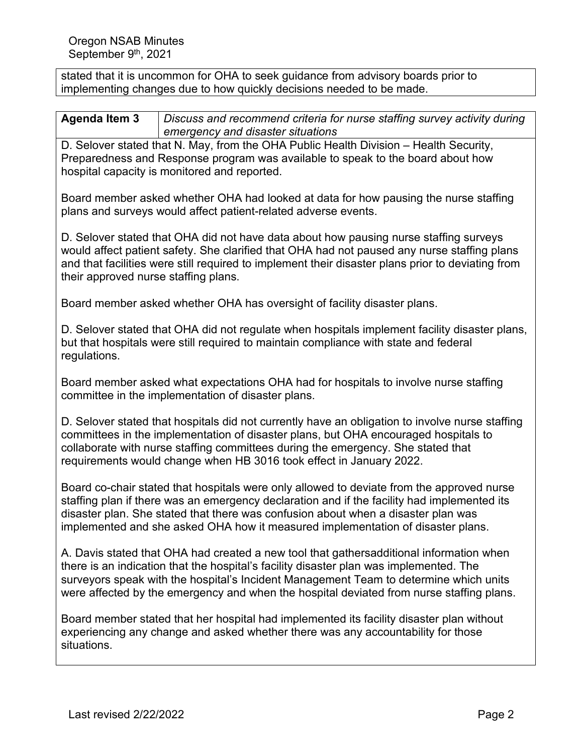stated that it is uncommon for OHA to seek guidance from advisory boards prior to implementing changes due to how quickly decisions needed to be made.

| **Agenda Item 3** | *Discuss and recommend criteria for nurse staffing survey activity during emergency and disaster situations* |
|---|---|

D. Selover stated that N. May, from the OHA Public Health Division – Health Security, Preparedness and Response program was available to speak to the board about how hospital capacity is monitored and reported.

Board member asked whether OHA had looked at data for how pausing the nurse staffing plans and surveys would affect patient-related adverse events.

D. Selover stated that OHA did not have data about how pausing nurse staffing surveys would affect patient safety. She clarified that OHA had not paused any nurse staffing plans and that facilities were still required to implement their disaster plans prior to deviating from their approved nurse staffing plans.

Board member asked whether OHA has oversight of facility disaster plans.

D. Selover stated that OHA did not regulate when hospitals implement facility disaster plans, but that hospitals were still required to maintain compliance with state and federal regulations.

Board member asked what expectations OHA had for hospitals to involve nurse staffing committee in the implementation of disaster plans.

D. Selover stated that hospitals did not currently have an obligation to involve nurse staffing committees in the implementation of disaster plans, but OHA encouraged hospitals to collaborate with nurse staffing committees during the emergency. She stated that requirements would change when HB 3016 took effect in January 2022.

Board co-chair stated that hospitals were only allowed to deviate from the approved nurse staffing plan if there was an emergency declaration and if the facility had implemented its disaster plan. She stated that there was confusion about when a disaster plan was implemented and she asked OHA how it measured implementation of disaster plans.

A. Davis stated that OHA had created a new tool that gathersadditional information when there is an indication that the hospital's facility disaster plan was implemented. The surveyors speak with the hospital's Incident Management Team to determine which units were affected by the emergency and when the hospital deviated from nurse staffing plans.

Board member stated that her hospital had implemented its facility disaster plan without experiencing any change and asked whether there was any accountability for those situations.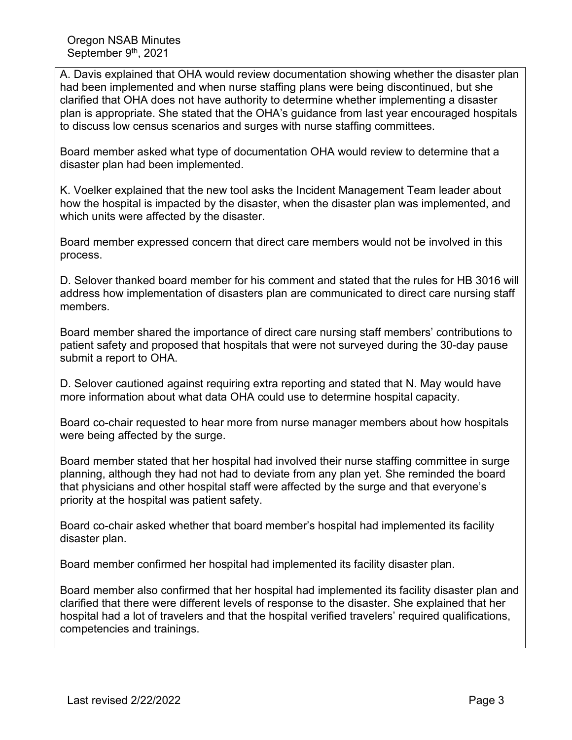A. Davis explained that OHA would review documentation showing whether the disaster plan had been implemented and when nurse staffing plans were being discontinued, but she clarified that OHA does not have authority to determine whether implementing a disaster plan is appropriate. She stated that the OHA's guidance from last year encouraged hospitals to discuss low census scenarios and surges with nurse staffing committees.

Board member asked what type of documentation OHA would review to determine that a disaster plan had been implemented.

K. Voelker explained that the new tool asks the Incident Management Team leader about how the hospital is impacted by the disaster, when the disaster plan was implemented, and which units were affected by the disaster.

Board member expressed concern that direct care members would not be involved in this process.

D. Selover thanked board member for his comment and stated that the rules for HB 3016 will address how implementation of disasters plan are communicated to direct care nursing staff members.

Board member shared the importance of direct care nursing staff members' contributions to patient safety and proposed that hospitals that were not surveyed during the 30-day pause submit a report to OHA.

D. Selover cautioned against requiring extra reporting and stated that N. May would have more information about what data OHA could use to determine hospital capacity.

Board co-chair requested to hear more from nurse manager members about how hospitals were being affected by the surge.

Board member stated that her hospital had involved their nurse staffing committee in surge planning, although they had not had to deviate from any plan yet. She reminded the board that physicians and other hospital staff were affected by the surge and that everyone's priority at the hospital was patient safety.

Board co-chair asked whether that board member's hospital had implemented its facility disaster plan.

Board member confirmed her hospital had implemented its facility disaster plan.

Board member also confirmed that her hospital had implemented its facility disaster plan and clarified that there were different levels of response to the disaster. She explained that her hospital had a lot of travelers and that the hospital verified travelers' required qualifications, competencies and trainings.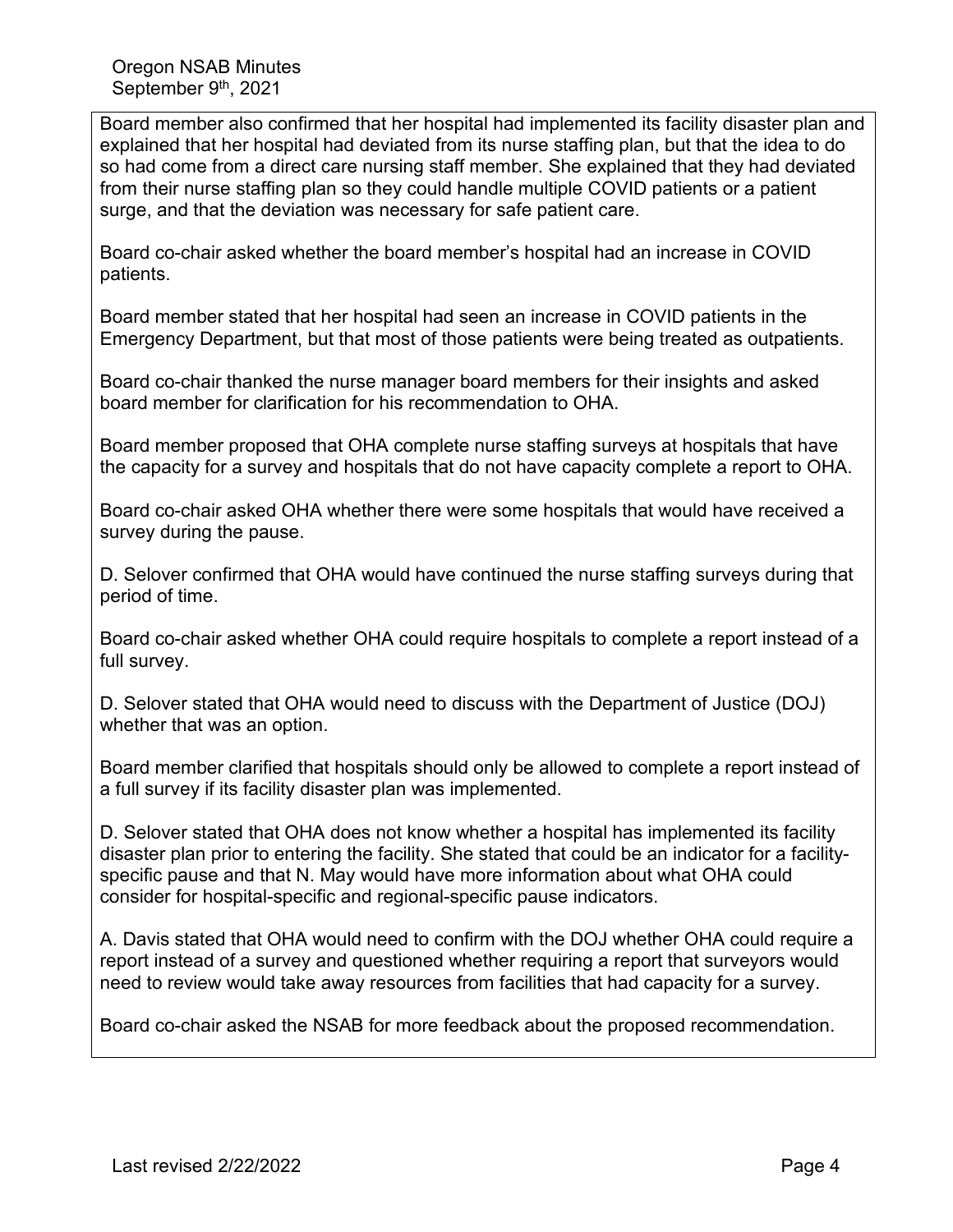Board member also confirmed that her hospital had implemented its facility disaster plan and explained that her hospital had deviated from its nurse staffing plan, but that the idea to do so had come from a direct care nursing staff member. She explained that they had deviated from their nurse staffing plan so they could handle multiple COVID patients or a patient surge, and that the deviation was necessary for safe patient care.

Board co-chair asked whether the board member's hospital had an increase in COVID patients.

Board member stated that her hospital had seen an increase in COVID patients in the Emergency Department, but that most of those patients were being treated as outpatients.

Board co-chair thanked the nurse manager board members for their insights and asked board member for clarification for his recommendation to OHA.

Board member proposed that OHA complete nurse staffing surveys at hospitals that have the capacity for a survey and hospitals that do not have capacity complete a report to OHA.

Board co-chair asked OHA whether there were some hospitals that would have received a survey during the pause.

D. Selover confirmed that OHA would have continued the nurse staffing surveys during that period of time.

Board co-chair asked whether OHA could require hospitals to complete a report instead of a full survey.

D. Selover stated that OHA would need to discuss with the Department of Justice (DOJ) whether that was an option.

Board member clarified that hospitals should only be allowed to complete a report instead of a full survey if its facility disaster plan was implemented.

D. Selover stated that OHA does not know whether a hospital has implemented its facility disaster plan prior to entering the facility. She stated that could be an indicator for a facility-specific pause and that N. May would have more information about what OHA could consider for hospital-specific and regional-specific pause indicators.

A. Davis stated that OHA would need to confirm with the DOJ whether OHA could require a report instead of a survey and questioned whether requiring a report that surveyors would need to review would take away resources from facilities that had capacity for a survey.

Board co-chair asked the NSAB for more feedback about the proposed recommendation.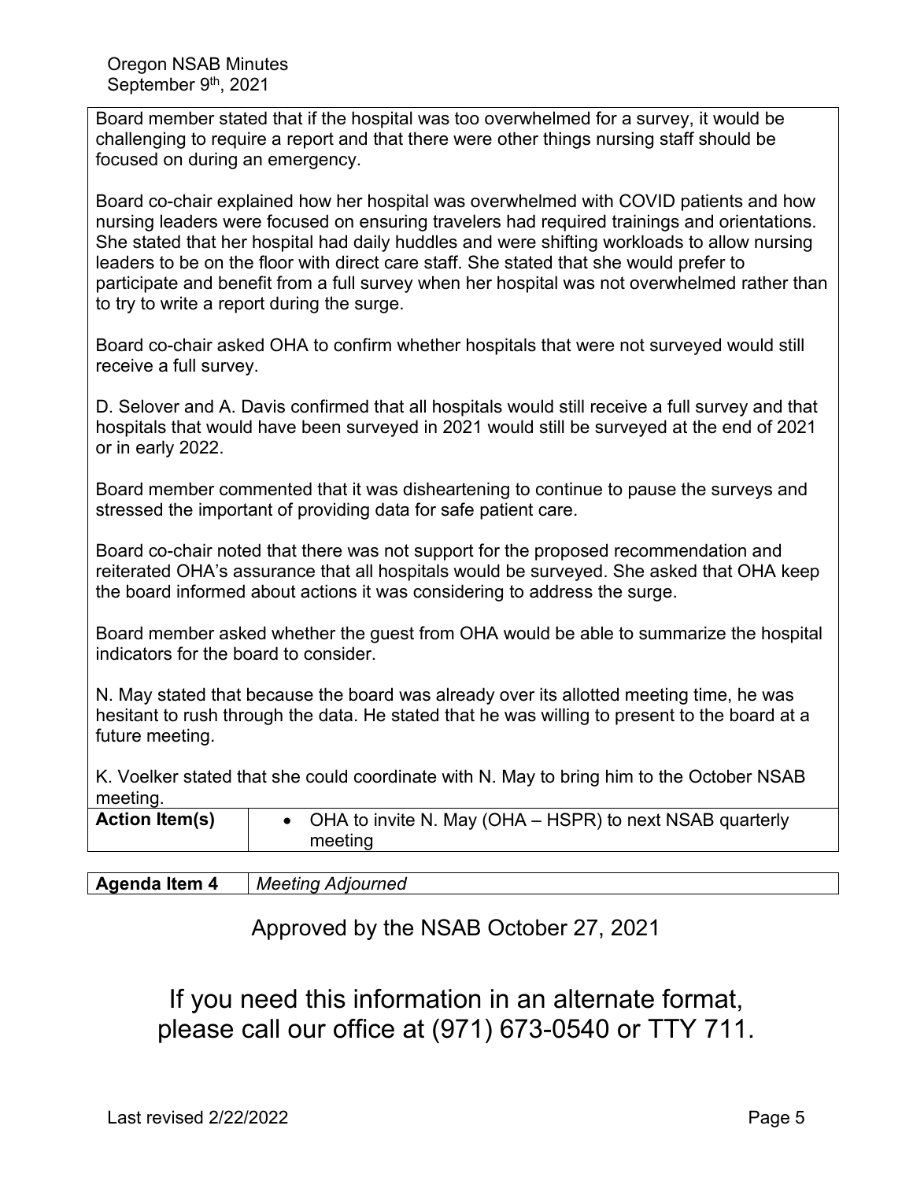Board member stated that if the hospital was too overwhelmed for a survey, it would be challenging to require a report and that there were other things nursing staff should be focused on during an emergency.

Board co-chair explained how her hospital was overwhelmed with COVID patients and how nursing leaders were focused on ensuring travelers had required trainings and orientations. She stated that her hospital had daily huddles and were shifting workloads to allow nursing leaders to be on the floor with direct care staff. She stated that she would prefer to participate and benefit from a full survey when her hospital was not overwhelmed rather than to try to write a report during the surge.

Board co-chair asked OHA to confirm whether hospitals that were not surveyed would still receive a full survey.

D. Selover and A. Davis confirmed that all hospitals would still receive a full survey and that hospitals that would have been surveyed in 2021 would still be surveyed at the end of 2021 or in early 2022.

Board member commented that it was disheartening to continue to pause the surveys and stressed the important of providing data for safe patient care.

Board co-chair noted that there was not support for the proposed recommendation and reiterated OHA's assurance that all hospitals would be surveyed. She asked that OHA keep the board informed about actions it was considering to address the surge.

Board member asked whether the guest from OHA would be able to summarize the hospital indicators for the board to consider.

N. May stated that because the board was already over its allotted meeting time, he was hesitant to rush through the data. He stated that he was willing to present to the board at a future meeting.

K. Voelker stated that she could coordinate with N. May to bring him to the October NSAB meeting.

| | |
|---|---|
| **Action Item(s)** | • OHA to invite N. May (OHA – HSPR) to next NSAB quarterly meeting |

| | |
|---|---|
| **Agenda Item 4** | *Meeting Adjourned* |

Approved by the NSAB October 27, 2021

If you need this information in an alternate format, please call our office at (971) 673-0540 or TTY 711.